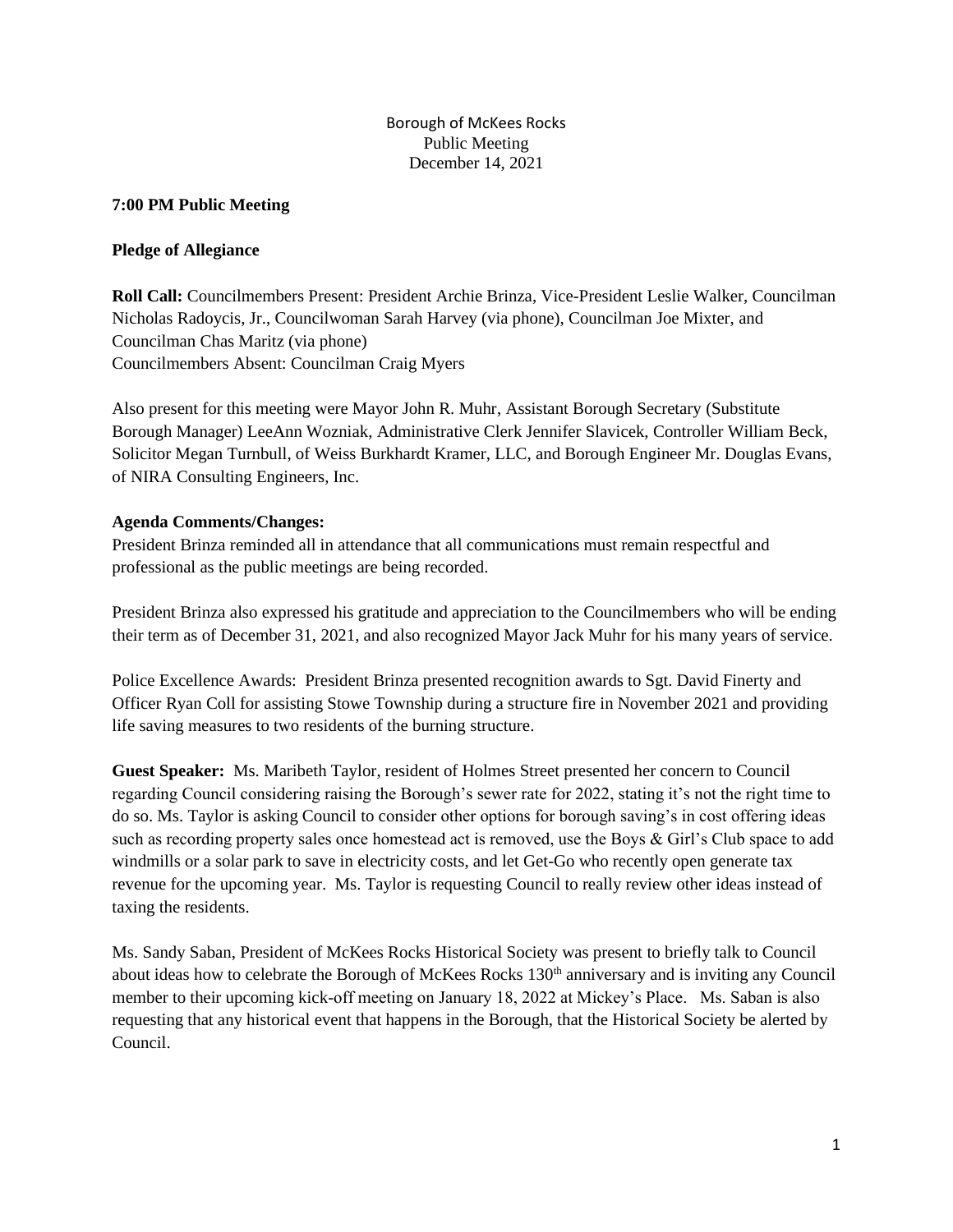Borough of McKees Rocks
Public Meeting
December 14, 2021

**7:00 PM Public Meeting**

**Pledge of Allegiance**

**Roll Call:** Councilmembers Present: President Archie Brinza, Vice-President Leslie Walker, Councilman Nicholas Radoycis, Jr., Councilwoman Sarah Harvey (via phone), Councilman Joe Mixter, and Councilman Chas Maritz (via phone)
Councilmembers Absent: Councilman Craig Myers

Also present for this meeting were Mayor John R. Muhr, Assistant Borough Secretary (Substitute Borough Manager) LeeAnn Wozniak, Administrative Clerk Jennifer Slavicek, Controller William Beck, Solicitor Megan Turnbull, of Weiss Burkhardt Kramer, LLC, and Borough Engineer Mr. Douglas Evans, of NIRA Consulting Engineers, Inc.

**Agenda Comments/Changes:**
President Brinza reminded all in attendance that all communications must remain respectful and professional as the public meetings are being recorded.

President Brinza also expressed his gratitude and appreciation to the Councilmembers who will be ending their term as of December 31, 2021, and also recognized Mayor Jack Muhr for his many years of service.

Police Excellence Awards: President Brinza presented recognition awards to Sgt. David Finerty and Officer Ryan Coll for assisting Stowe Township during a structure fire in November 2021 and providing life saving measures to two residents of the burning structure.

**Guest Speaker:** Ms. Maribeth Taylor, resident of Holmes Street presented her concern to Council regarding Council considering raising the Borough's sewer rate for 2022, stating it's not the right time to do so. Ms. Taylor is asking Council to consider other options for borough saving's in cost offering ideas such as recording property sales once homestead act is removed, use the Boys & Girl's Club space to add windmills or a solar park to save in electricity costs, and let Get-Go who recently open generate tax revenue for the upcoming year. Ms. Taylor is requesting Council to really review other ideas instead of taxing the residents.

Ms. Sandy Saban, President of McKees Rocks Historical Society was present to briefly talk to Council about ideas how to celebrate the Borough of McKees Rocks 130th anniversary and is inviting any Council member to their upcoming kick-off meeting on January 18, 2022 at Mickey's Place. Ms. Saban is also requesting that any historical event that happens in the Borough, that the Historical Society be alerted by Council.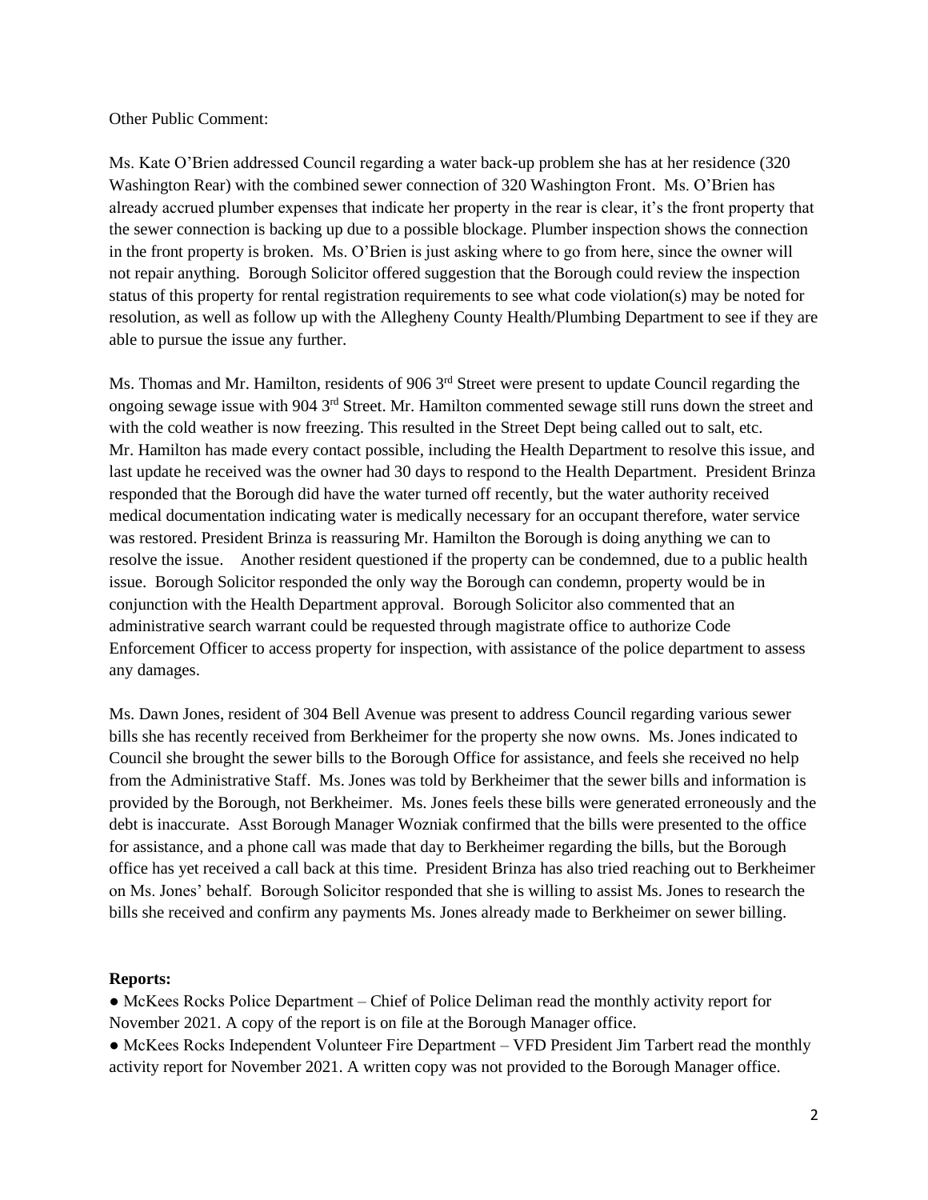Other Public Comment:

Ms. Kate O'Brien addressed Council regarding a water back-up problem she has at her residence (320 Washington Rear) with the combined sewer connection of 320 Washington Front. Ms. O'Brien has already accrued plumber expenses that indicate her property in the rear is clear, it's the front property that the sewer connection is backing up due to a possible blockage. Plumber inspection shows the connection in the front property is broken. Ms. O'Brien is just asking where to go from here, since the owner will not repair anything. Borough Solicitor offered suggestion that the Borough could review the inspection status of this property for rental registration requirements to see what code violation(s) may be noted for resolution, as well as follow up with the Allegheny County Health/Plumbing Department to see if they are able to pursue the issue any further.

Ms. Thomas and Mr. Hamilton, residents of 906 3rd Street were present to update Council regarding the ongoing sewage issue with 904 3rd Street. Mr. Hamilton commented sewage still runs down the street and with the cold weather is now freezing. This resulted in the Street Dept being called out to salt, etc. Mr. Hamilton has made every contact possible, including the Health Department to resolve this issue, and last update he received was the owner had 30 days to respond to the Health Department. President Brinza responded that the Borough did have the water turned off recently, but the water authority received medical documentation indicating water is medically necessary for an occupant therefore, water service was restored. President Brinza is reassuring Mr. Hamilton the Borough is doing anything we can to resolve the issue. Another resident questioned if the property can be condemned, due to a public health issue. Borough Solicitor responded the only way the Borough can condemn, property would be in conjunction with the Health Department approval. Borough Solicitor also commented that an administrative search warrant could be requested through magistrate office to authorize Code Enforcement Officer to access property for inspection, with assistance of the police department to assess any damages.

Ms. Dawn Jones, resident of 304 Bell Avenue was present to address Council regarding various sewer bills she has recently received from Berkheimer for the property she now owns. Ms. Jones indicated to Council she brought the sewer bills to the Borough Office for assistance, and feels she received no help from the Administrative Staff. Ms. Jones was told by Berkheimer that the sewer bills and information is provided by the Borough, not Berkheimer. Ms. Jones feels these bills were generated erroneously and the debt is inaccurate. Asst Borough Manager Wozniak confirmed that the bills were presented to the office for assistance, and a phone call was made that day to Berkheimer regarding the bills, but the Borough office has yet received a call back at this time. President Brinza has also tried reaching out to Berkheimer on Ms. Jones' behalf. Borough Solicitor responded that she is willing to assist Ms. Jones to research the bills she received and confirm any payments Ms. Jones already made to Berkheimer on sewer billing.

**Reports:**

- McKees Rocks Police Department – Chief of Police Deliman read the monthly activity report for November 2021. A copy of the report is on file at the Borough Manager office.
- McKees Rocks Independent Volunteer Fire Department – VFD President Jim Tarbert read the monthly activity report for November 2021. A written copy was not provided to the Borough Manager office.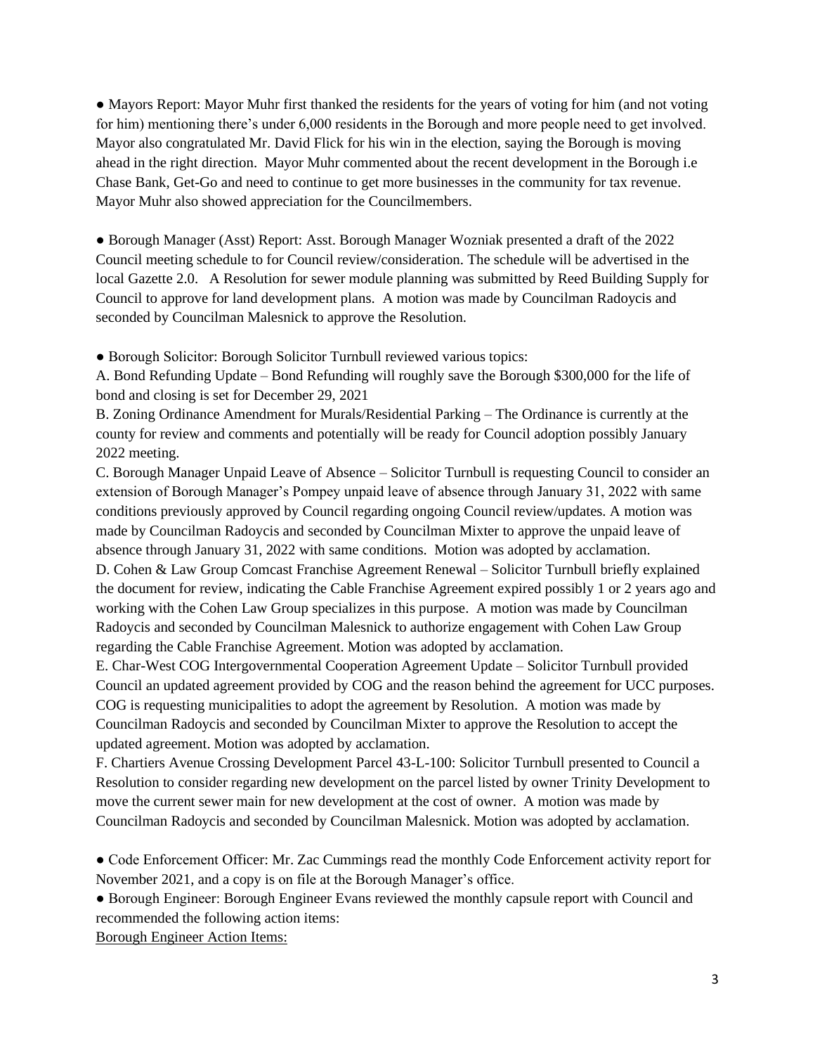● Mayors Report: Mayor Muhr first thanked the residents for the years of voting for him (and not voting for him) mentioning there's under 6,000 residents in the Borough and more people need to get involved. Mayor also congratulated Mr. David Flick for his win in the election, saying the Borough is moving ahead in the right direction. Mayor Muhr commented about the recent development in the Borough i.e Chase Bank, Get-Go and need to continue to get more businesses in the community for tax revenue. Mayor Muhr also showed appreciation for the Councilmembers.

● Borough Manager (Asst) Report: Asst. Borough Manager Wozniak presented a draft of the 2022 Council meeting schedule to for Council review/consideration. The schedule will be advertised in the local Gazette 2.0. A Resolution for sewer module planning was submitted by Reed Building Supply for Council to approve for land development plans. A motion was made by Councilman Radoycis and seconded by Councilman Malesnick to approve the Resolution.

● Borough Solicitor: Borough Solicitor Turnbull reviewed various topics:

A. Bond Refunding Update – Bond Refunding will roughly save the Borough $300,000 for the life of bond and closing is set for December 29, 2021

B. Zoning Ordinance Amendment for Murals/Residential Parking – The Ordinance is currently at the county for review and comments and potentially will be ready for Council adoption possibly January 2022 meeting.

C. Borough Manager Unpaid Leave of Absence – Solicitor Turnbull is requesting Council to consider an extension of Borough Manager's Pompey unpaid leave of absence through January 31, 2022 with same conditions previously approved by Council regarding ongoing Council review/updates. A motion was made by Councilman Radoycis and seconded by Councilman Mixter to approve the unpaid leave of absence through January 31, 2022 with same conditions. Motion was adopted by acclamation.

D. Cohen & Law Group Comcast Franchise Agreement Renewal – Solicitor Turnbull briefly explained the document for review, indicating the Cable Franchise Agreement expired possibly 1 or 2 years ago and working with the Cohen Law Group specializes in this purpose. A motion was made by Councilman Radoycis and seconded by Councilman Malesnick to authorize engagement with Cohen Law Group regarding the Cable Franchise Agreement. Motion was adopted by acclamation.

E. Char-West COG Intergovernmental Cooperation Agreement Update – Solicitor Turnbull provided Council an updated agreement provided by COG and the reason behind the agreement for UCC purposes. COG is requesting municipalities to adopt the agreement by Resolution. A motion was made by Councilman Radoycis and seconded by Councilman Mixter to approve the Resolution to accept the updated agreement. Motion was adopted by acclamation.

F. Chartiers Avenue Crossing Development Parcel 43-L-100: Solicitor Turnbull presented to Council a Resolution to consider regarding new development on the parcel listed by owner Trinity Development to move the current sewer main for new development at the cost of owner. A motion was made by Councilman Radoycis and seconded by Councilman Malesnick. Motion was adopted by acclamation.

● Code Enforcement Officer: Mr. Zac Cummings read the monthly Code Enforcement activity report for November 2021, and a copy is on file at the Borough Manager's office.

● Borough Engineer: Borough Engineer Evans reviewed the monthly capsule report with Council and recommended the following action items:

Borough Engineer Action Items: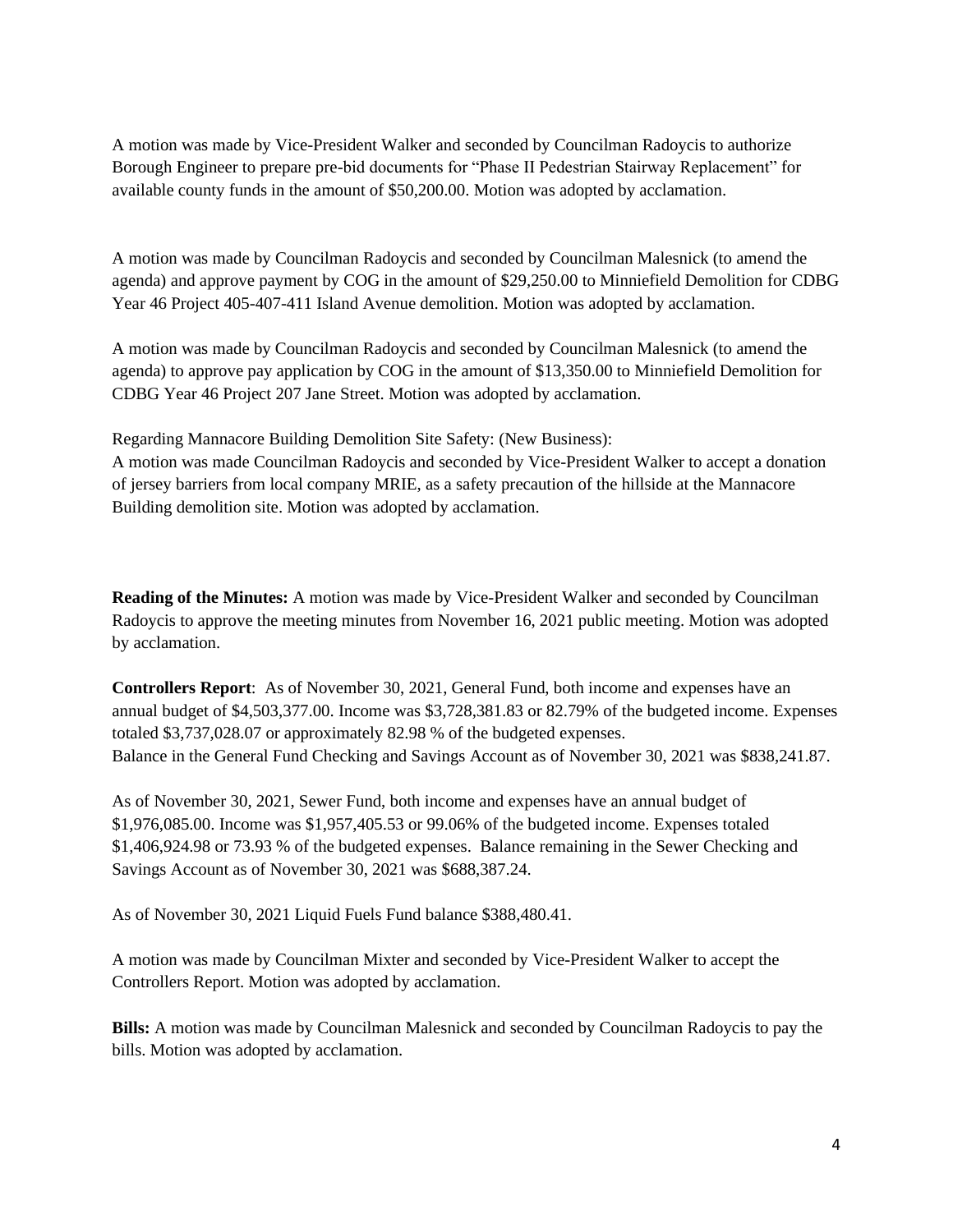A motion was made by Vice-President Walker and seconded by Councilman Radoycis to authorize Borough Engineer to prepare pre-bid documents for "Phase II Pedestrian Stairway Replacement" for available county funds in the amount of $50,200.00. Motion was adopted by acclamation.

A motion was made by Councilman Radoycis and seconded by Councilman Malesnick (to amend the agenda) and approve payment by COG in the amount of $29,250.00 to Minniefield Demolition for CDBG Year 46 Project 405-407-411 Island Avenue demolition. Motion was adopted by acclamation.

A motion was made by Councilman Radoycis and seconded by Councilman Malesnick (to amend the agenda) to approve pay application by COG in the amount of $13,350.00 to Minniefield Demolition for CDBG Year 46 Project 207 Jane Street. Motion was adopted by acclamation.

Regarding Mannacore Building Demolition Site Safety: (New Business):
A motion was made Councilman Radoycis and seconded by Vice-President Walker to accept a donation of jersey barriers from local company MRIE, as a safety precaution of the hillside at the Mannacore Building demolition site. Motion was adopted by acclamation.

**Reading of the Minutes:** A motion was made by Vice-President Walker and seconded by Councilman Radoycis to approve the meeting minutes from November 16, 2021 public meeting. Motion was adopted by acclamation.

**Controllers Report**: As of November 30, 2021, General Fund, both income and expenses have an annual budget of $4,503,377.00. Income was $3,728,381.83 or 82.79% of the budgeted income. Expenses totaled $3,737,028.07 or approximately 82.98 % of the budgeted expenses.
Balance in the General Fund Checking and Savings Account as of November 30, 2021 was $838,241.87.

As of November 30, 2021, Sewer Fund, both income and expenses have an annual budget of $1,976,085.00. Income was $1,957,405.53 or 99.06% of the budgeted income. Expenses totaled $1,406,924.98 or 73.93 % of the budgeted expenses. Balance remaining in the Sewer Checking and Savings Account as of November 30, 2021 was $688,387.24.

As of November 30, 2021 Liquid Fuels Fund balance $388,480.41.

A motion was made by Councilman Mixter and seconded by Vice-President Walker to accept the Controllers Report. Motion was adopted by acclamation.

**Bills:** A motion was made by Councilman Malesnick and seconded by Councilman Radoycis to pay the bills. Motion was adopted by acclamation.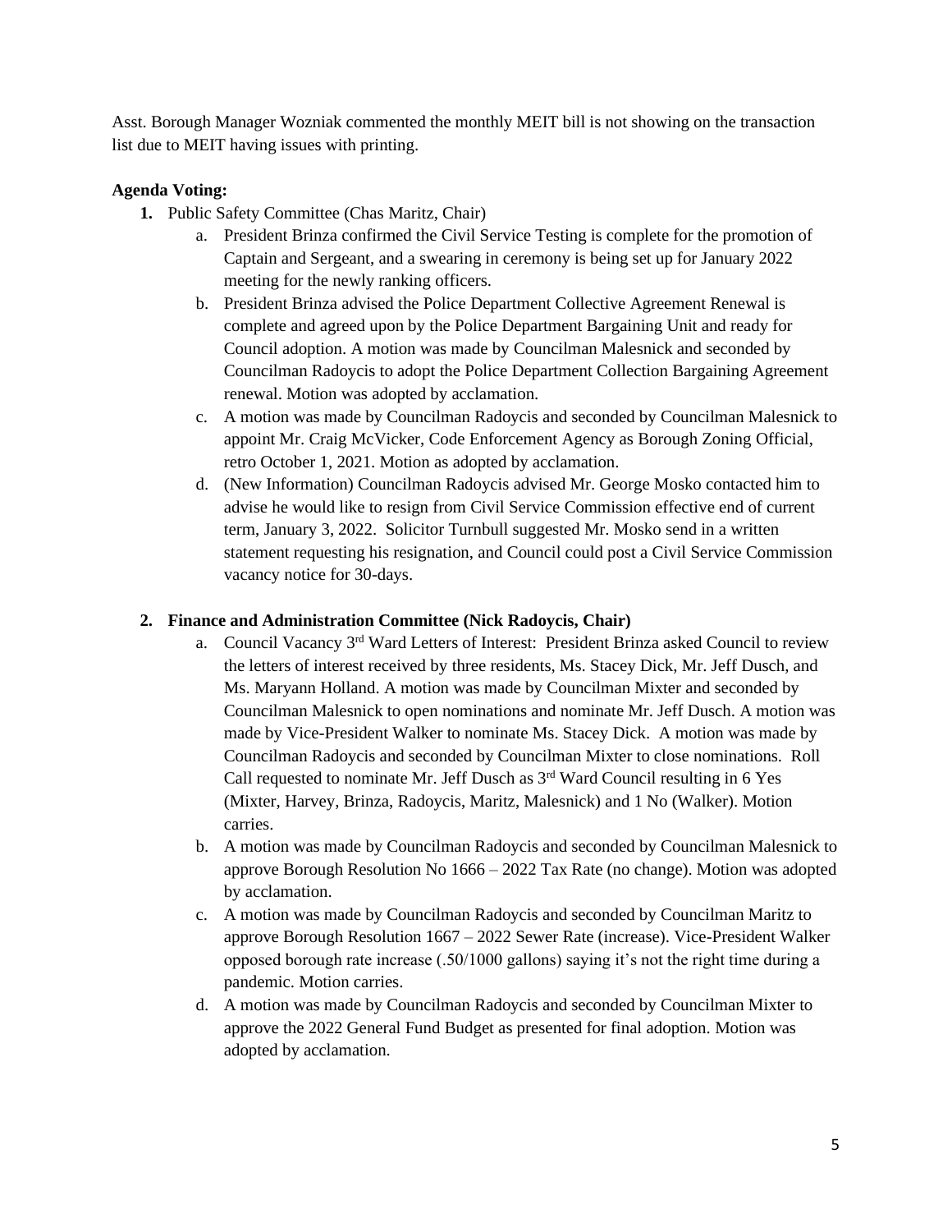Asst. Borough Manager Wozniak commented the monthly MEIT bill is not showing on the transaction list due to MEIT having issues with printing.

**Agenda Voting:**

1. Public Safety Committee (Chas Maritz, Chair)
    a. President Brinza confirmed the Civil Service Testing is complete for the promotion of Captain and Sergeant, and a swearing in ceremony is being set up for January 2022 meeting for the newly ranking officers.
    b. President Brinza advised the Police Department Collective Agreement Renewal is complete and agreed upon by the Police Department Bargaining Unit and ready for Council adoption. A motion was made by Councilman Malesnick and seconded by Councilman Radoycis to adopt the Police Department Collection Bargaining Agreement renewal. Motion was adopted by acclamation.
    c. A motion was made by Councilman Radoycis and seconded by Councilman Malesnick to appoint Mr. Craig McVicker, Code Enforcement Agency as Borough Zoning Official, retro October 1, 2021. Motion as adopted by acclamation.
    d. (New Information) Councilman Radoycis advised Mr. George Mosko contacted him to advise he would like to resign from Civil Service Commission effective end of current term, January 3, 2022. Solicitor Turnbull suggested Mr. Mosko send in a written statement requesting his resignation, and Council could post a Civil Service Commission vacancy notice for 30-days.

2. **Finance and Administration Committee (Nick Radoycis, Chair)**
    a. Council Vacancy 3rd Ward Letters of Interest: President Brinza asked Council to review the letters of interest received by three residents, Ms. Stacey Dick, Mr. Jeff Dusch, and Ms. Maryann Holland. A motion was made by Councilman Mixter and seconded by Councilman Malesnick to open nominations and nominate Mr. Jeff Dusch. A motion was made by Vice-President Walker to nominate Ms. Stacey Dick. A motion was made by Councilman Radoycis and seconded by Councilman Mixter to close nominations. Roll Call requested to nominate Mr. Jeff Dusch as 3rd Ward Council resulting in 6 Yes (Mixter, Harvey, Brinza, Radoycis, Maritz, Malesnick) and 1 No (Walker). Motion carries.
    b. A motion was made by Councilman Radoycis and seconded by Councilman Malesnick to approve Borough Resolution No 1666 – 2022 Tax Rate (no change). Motion was adopted by acclamation.
    c. A motion was made by Councilman Radoycis and seconded by Councilman Maritz to approve Borough Resolution 1667 – 2022 Sewer Rate (increase). Vice-President Walker opposed borough rate increase (.50/1000 gallons) saying it's not the right time during a pandemic. Motion carries.
    d. A motion was made by Councilman Radoycis and seconded by Councilman Mixter to approve the 2022 General Fund Budget as presented for final adoption. Motion was adopted by acclamation.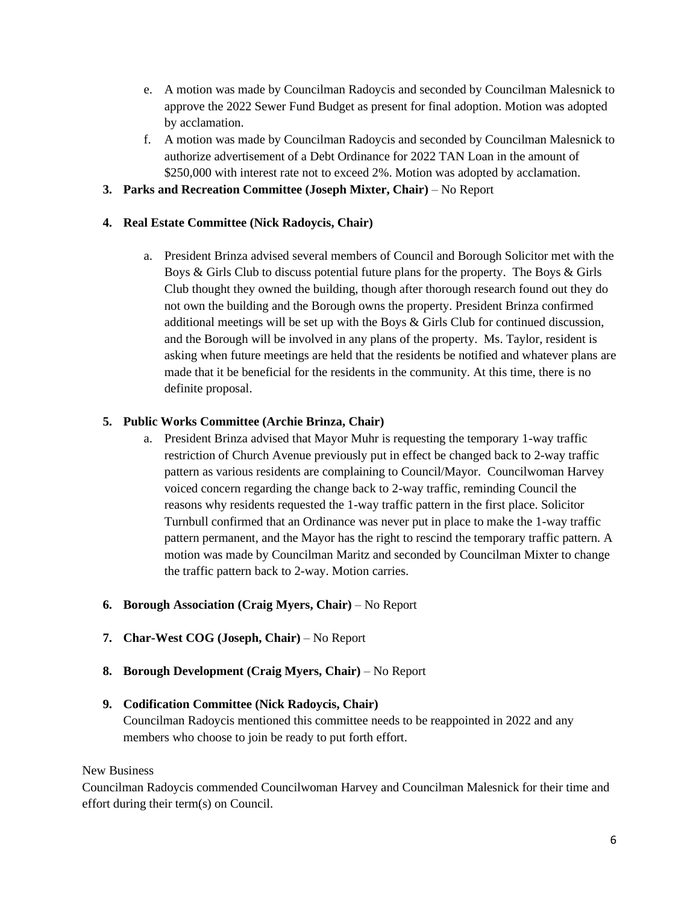e. A motion was made by Councilman Radoycis and seconded by Councilman Malesnick to approve the 2022 Sewer Fund Budget as present for final adoption. Motion was adopted by acclamation.
   f. A motion was made by Councilman Radoycis and seconded by Councilman Malesnick to authorize advertisement of a Debt Ordinance for 2022 TAN Loan in the amount of $250,000 with interest rate not to exceed 2%. Motion was adopted by acclamation.

3. **Parks and Recreation Committee (Joseph Mixter, Chair)** – No Report

4. **Real Estate Committee (Nick Radoycis, Chair)**

   a. President Brinza advised several members of Council and Borough Solicitor met with the Boys & Girls Club to discuss potential future plans for the property. The Boys & Girls Club thought they owned the building, though after thorough research found out they do not own the building and the Borough owns the property. President Brinza confirmed additional meetings will be set up with the Boys & Girls Club for continued discussion, and the Borough will be involved in any plans of the property. Ms. Taylor, resident is asking when future meetings are held that the residents be notified and whatever plans are made that it be beneficial for the residents in the community. At this time, there is no definite proposal.

5. **Public Works Committee (Archie Brinza, Chair)**
   a. President Brinza advised that Mayor Muhr is requesting the temporary 1-way traffic restriction of Church Avenue previously put in effect be changed back to 2-way traffic pattern as various residents are complaining to Council/Mayor. Councilwoman Harvey voiced concern regarding the change back to 2-way traffic, reminding Council the reasons why residents requested the 1-way traffic pattern in the first place. Solicitor Turnbull confirmed that an Ordinance was never put in place to make the 1-way traffic pattern permanent, and the Mayor has the right to rescind the temporary traffic pattern. A motion was made by Councilman Maritz and seconded by Councilman Mixter to change the traffic pattern back to 2-way. Motion carries.

6. **Borough Association (Craig Myers, Chair)** – No Report

7. **Char-West COG (Joseph, Chair)** – No Report

8. **Borough Development (Craig Myers, Chair)** – No Report

9. **Codification Committee (Nick Radoycis, Chair)**
   Councilman Radoycis mentioned this committee needs to be reappointed in 2022 and any members who choose to join be ready to put forth effort.

New Business

Councilman Radoycis commended Councilwoman Harvey and Councilman Malesnick for their time and effort during their term(s) on Council.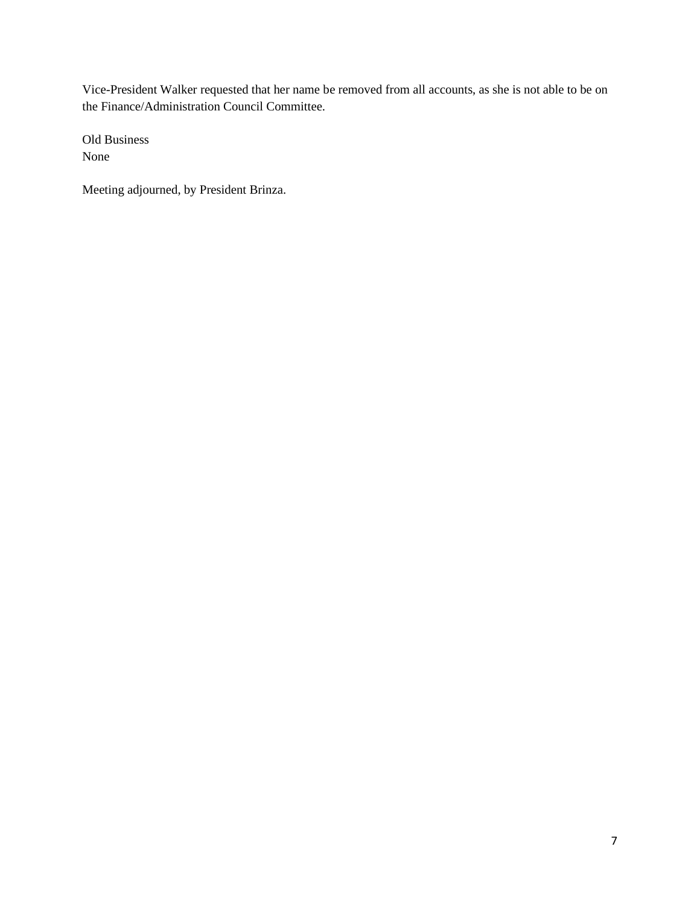Vice-President Walker requested that her name be removed from all accounts, as she is not able to be on the Finance/Administration Council Committee.

Old Business
None

Meeting adjourned, by President Brinza.